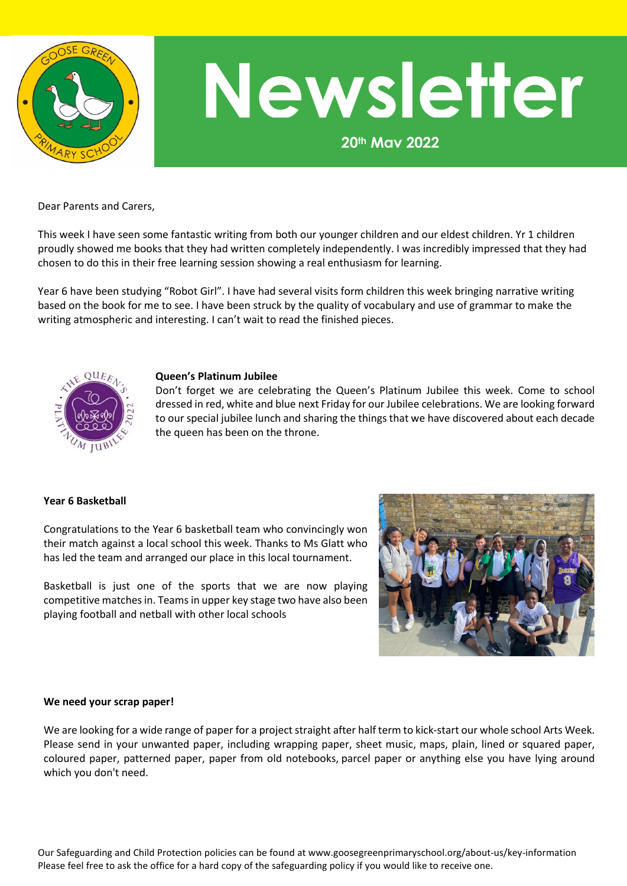# Newsletter

**20th May 2022**

Dear Parents and Carers,

This week I have seen some fantastic writing from both our younger children and our eldest children. Yr 1 children proudly showed me books that they had written completely independently. I was incredibly impressed that they had chosen to do this in their free learning session showing a real enthusiasm for learning.

Year 6 have been studying "Robot Girl". I have had several visits form children this week bringing narrative writing based on the book for me to see. I have been struck by the quality of vocabulary and use of grammar to make the writing atmospheric and interesting. I can't wait to read the finished pieces.

**Queen's Platinum Jubilee**

Don't forget we are celebrating the Queen's Platinum Jubilee this week. Come to school dressed in red, white and blue next Friday for our Jubilee celebrations. We are looking forward to our special jubilee lunch and sharing the things that we have discovered about each decade the queen has been on the throne.

**Year 6 Basketball**

Congratulations to the Year 6 basketball team who convincingly won their match against a local school this week. Thanks to Ms Glatt who has led the team and arranged our place in this local tournament.

Basketball is just one of the sports that we are now playing competitive matches in. Teams in upper key stage two have also been playing football and netball with other local schools

**We need your scrap paper!**

We are looking for a wide range of paper for a project straight after half term to kick-start our whole school Arts Week. Please send in your unwanted paper, including wrapping paper, sheet music, maps, plain, lined or squared paper, coloured paper, patterned paper, paper from old notebooks, parcel paper or anything else you have lying around which you don't need.

Our Safeguarding and Child Protection policies can be found at www.goosegreenprimaryschool.org/about-us/key-information
Please feel free to ask the office for a hard copy of the safeguarding policy if you would like to receive one.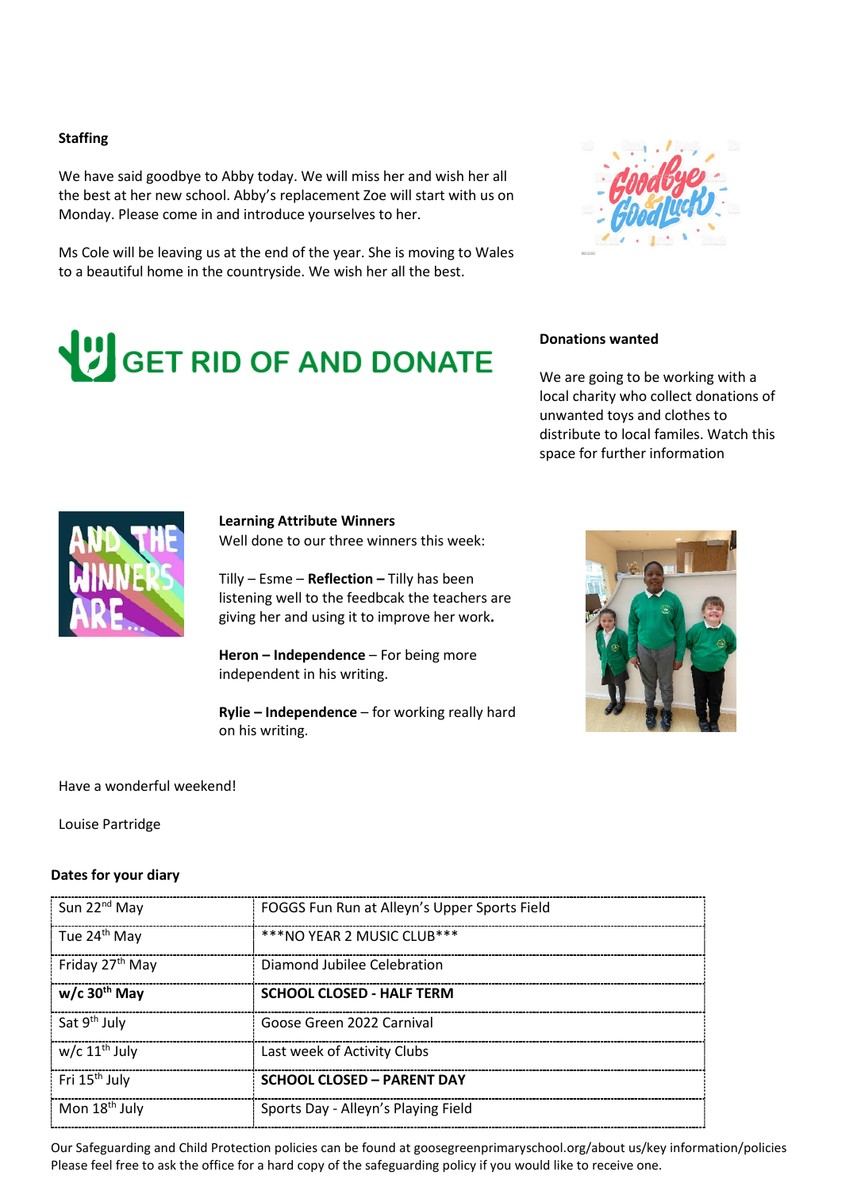#### Staffing

We have said goodbye to Abby today. We will miss her and wish her all the best at her new school. Abby's replacement Zoe will start with us on Monday. Please come in and introduce yourselves to her.

Ms Cole will be leaving us at the end of the year. She is moving to Wales to a beautiful home in the countryside. We wish her all the best.

GET RID OF AND DONATE

#### Donations wanted

We are going to be working with a local charity who collect donations of unwanted toys and clothes to distribute to local familes. Watch this space for further information

#### Learning Attribute Winners

Well done to our three winners this week:

Tilly – Esme – **Reflection –** Tilly has been listening well to the feedbcak the teachers are giving her and using it to improve her work**.**

**Heron – Independence** – For being more independent in his writing.

**Rylie – Independence** – for working really hard on his writing.

Have a wonderful weekend!

Louise Partridge

#### Dates for your diary

| | |
|---|---|
| Sun 22nd May | FOGGS Fun Run at Alleyn's Upper Sports Field |
| Tue 24th May | ***NO YEAR 2 MUSIC CLUB*** |
| Friday 27th May | Diamond Jubilee Celebration |
| **w/c 30th May** | **SCHOOL CLOSED - HALF TERM** |
| Sat 9th July | Goose Green 2022 Carnival |
| w/c 11th July | Last week of Activity Clubs |
| Fri 15th July | **SCHOOL CLOSED – PARENT DAY** |
| Mon 18th July | Sports Day - Alleyn's Playing Field |

Our Safeguarding and Child Protection policies can be found at goosegreenprimaryschool.org/about us/key information/policies Please feel free to ask the office for a hard copy of the safeguarding policy if you would like to receive one.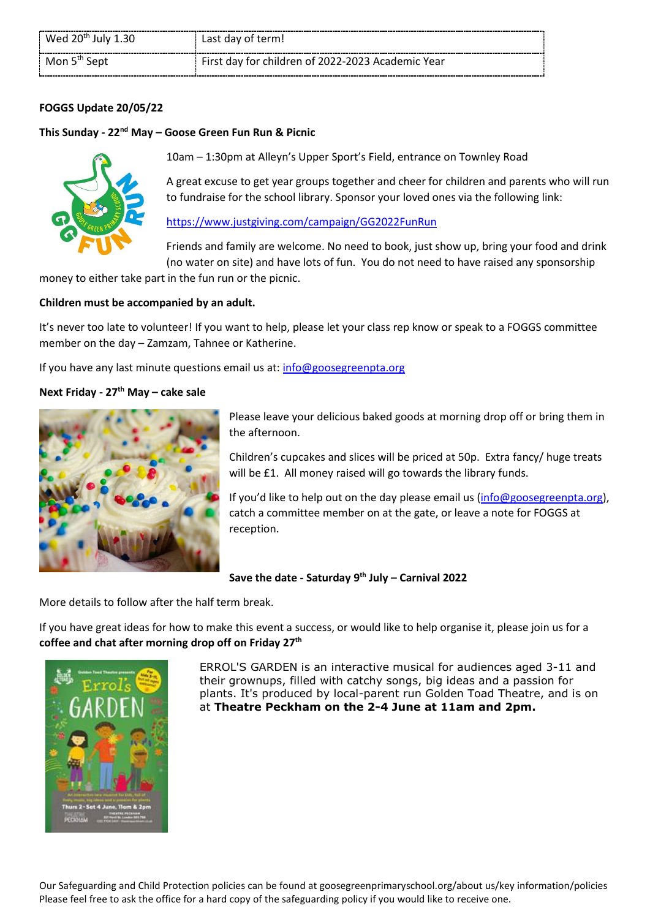| | |
|---|---|
| Wed 20th July 1.30 | Last day of term! |
| Mon 5th Sept | First day for children of 2022-2023 Academic Year |

**FOGGS Update 20/05/22**

**This Sunday - 22nd May – Goose Green Fun Run & Picnic**

10am – 1:30pm at Alleyn's Upper Sport's Field, entrance on Townley Road

A great excuse to get year groups together and cheer for children and parents who will run to fundraise for the school library. Sponsor your loved ones via the following link:

https://www.justgiving.com/campaign/GG2022FunRun

Friends and family are welcome. No need to book, just show up, bring your food and drink (no water on site) and have lots of fun. You do not need to have raised any sponsorship money to either take part in the fun run or the picnic.

**Children must be accompanied by an adult.**

It's never too late to volunteer! If you want to help, please let your class rep know or speak to a FOGGS committee member on the day – Zamzam, Tahnee or Katherine.

If you have any last minute questions email us at: info@goosegreenpta.org

**Next Friday - 27th May – cake sale**

Please leave your delicious baked goods at morning drop off or bring them in the afternoon.

Children's cupcakes and slices will be priced at 50p. Extra fancy/ huge treats will be £1. All money raised will go towards the library funds.

If you'd like to help out on the day please email us (info@goosegreenpta.org), catch a committee member on at the gate, or leave a note for FOGGS at reception.

**Save the date - Saturday 9th July – Carnival 2022**

More details to follow after the half term break.

If you have great ideas for how to make this event a success, or would like to help organise it, please join us for a **coffee and chat after morning drop off on Friday 27th**

ERROL'S GARDEN is an interactive musical for audiences aged 3-11 and their grownups, filled with catchy songs, big ideas and a passion for plants. It's produced by local-parent run Golden Toad Theatre, and is on at **Theatre Peckham on the 2-4 June at 11am and 2pm.**

Our Safeguarding and Child Protection policies can be found at goosegreenprimaryschool.org/about us/key information/policies
Please feel free to ask the office for a hard copy of the safeguarding policy if you would like to receive one.